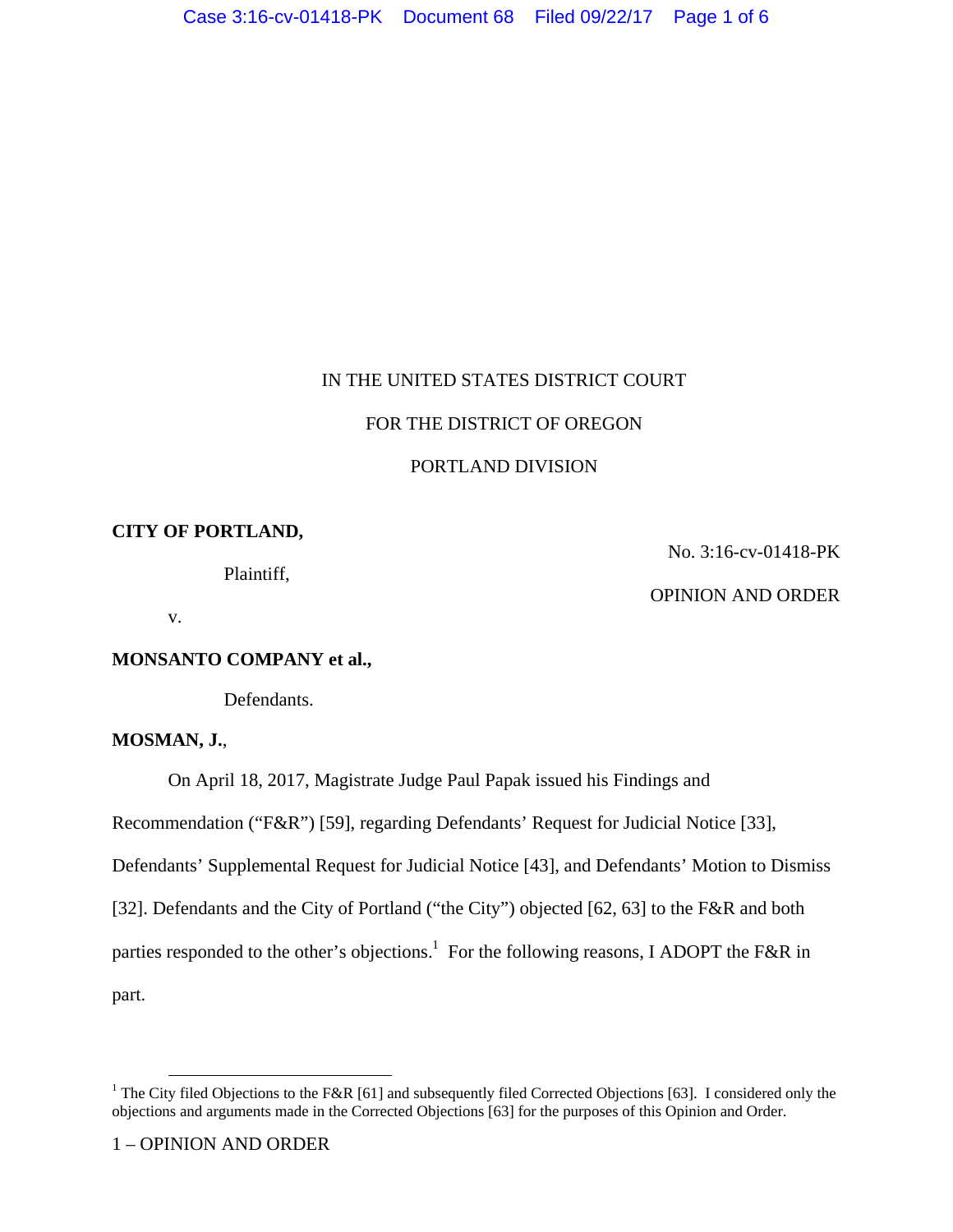IN THE UNITED STATES DISTRICT COURT

FOR THE DISTRICT OF OREGON

PORTLAND DIVISION

**CITY OF PORTLAND,**

Plaintiff,

v.

**MONSANTO COMPANY et al.,**

Defendants.

No. 3:16-cv-01418-PK

OPINION AND ORDER

**MOSMAN, J.**,

On April 18, 2017, Magistrate Judge Paul Papak issued his Findings and Recommendation ("F&R") [59], regarding Defendants' Request for Judicial Notice [33], Defendants' Supplemental Request for Judicial Notice [43], and Defendants' Motion to Dismiss [32]. Defendants and the City of Portland ("the City") objected [62, 63] to the F&R and both parties responded to the other's objections.[1] For the following reasons, I ADOPT the F&R in part.

[1] The City filed Objections to the F&R [61] and subsequently filed Corrected Objections [63]. I considered only the objections and arguments made in the Corrected Objections [63] for the purposes of this Opinion and Order.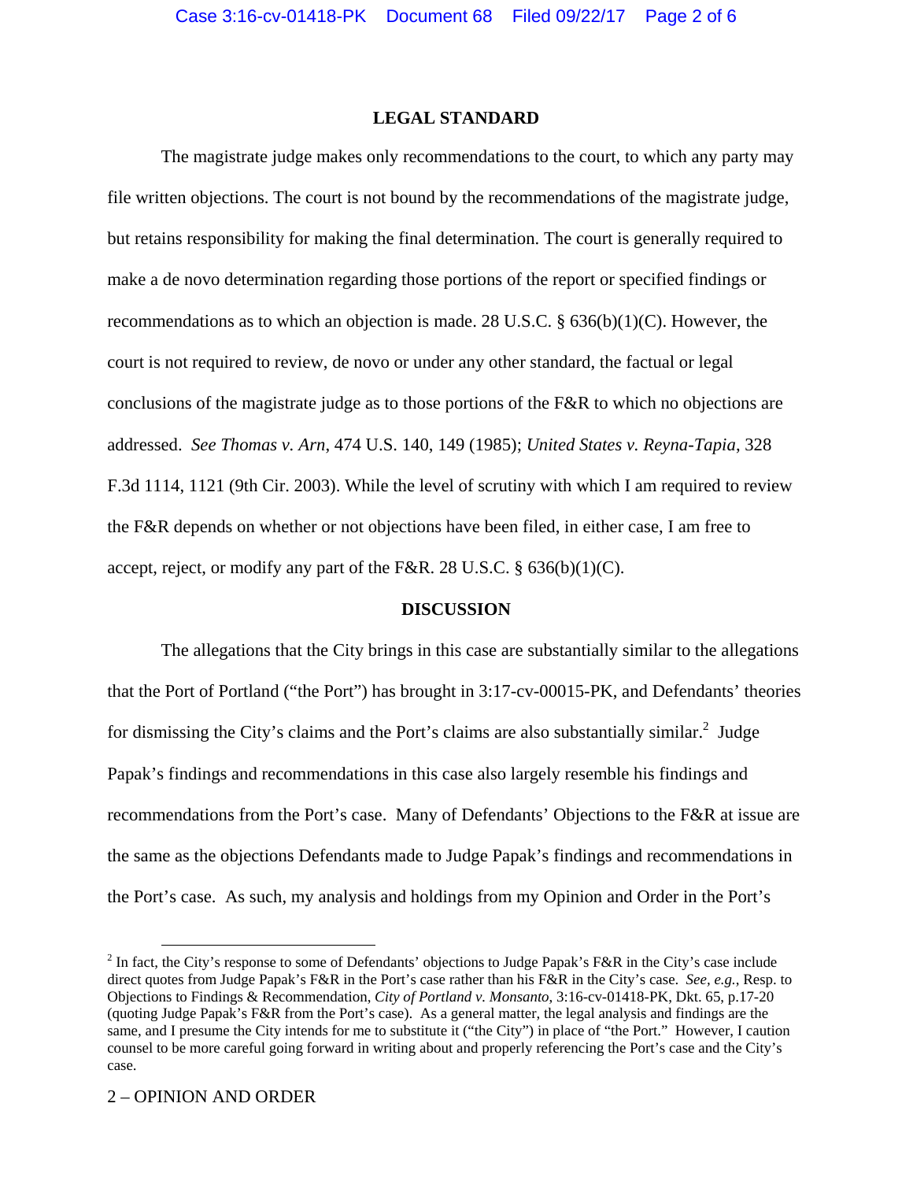## LEGAL STANDARD

The magistrate judge makes only recommendations to the court, to which any party may file written objections. The court is not bound by the recommendations of the magistrate judge, but retains responsibility for making the final determination. The court is generally required to make a de novo determination regarding those portions of the report or specified findings or recommendations as to which an objection is made. 28 U.S.C. § 636(b)(1)(C). However, the court is not required to review, de novo or under any other standard, the factual or legal conclusions of the magistrate judge as to those portions of the F&R to which no objections are addressed. *See Thomas v. Arn*, 474 U.S. 140, 149 (1985); *United States v. Reyna-Tapia*, 328 F.3d 1114, 1121 (9th Cir. 2003). While the level of scrutiny with which I am required to review the F&R depends on whether or not objections have been filed, in either case, I am free to accept, reject, or modify any part of the F&R. 28 U.S.C. § 636(b)(1)(C).

## DISCUSSION

The allegations that the City brings in this case are substantially similar to the allegations that the Port of Portland ("the Port") has brought in 3:17-cv-00015-PK, and Defendants' theories for dismissing the City's claims and the Port's claims are also substantially similar.[2] Judge Papak's findings and recommendations in this case also largely resemble his findings and recommendations from the Port's case. Many of Defendants' Objections to the F&R at issue are the same as the objections Defendants made to Judge Papak's findings and recommendations in the Port's case. As such, my analysis and holdings from my Opinion and Order in the Port's

[2] In fact, the City's response to some of Defendants' objections to Judge Papak's F&R in the City's case include direct quotes from Judge Papak's F&R in the Port's case rather than his F&R in the City's case. *See, e.g.*, Resp. to Objections to Findings & Recommendation, *City of Portland v. Monsanto*, 3:16-cv-01418-PK, Dkt. 65, p.17-20 (quoting Judge Papak's F&R from the Port's case). As a general matter, the legal analysis and findings are the same, and I presume the City intends for me to substitute it ("the City") in place of "the Port." However, I caution counsel to be more careful going forward in writing about and properly referencing the Port's case and the City's case.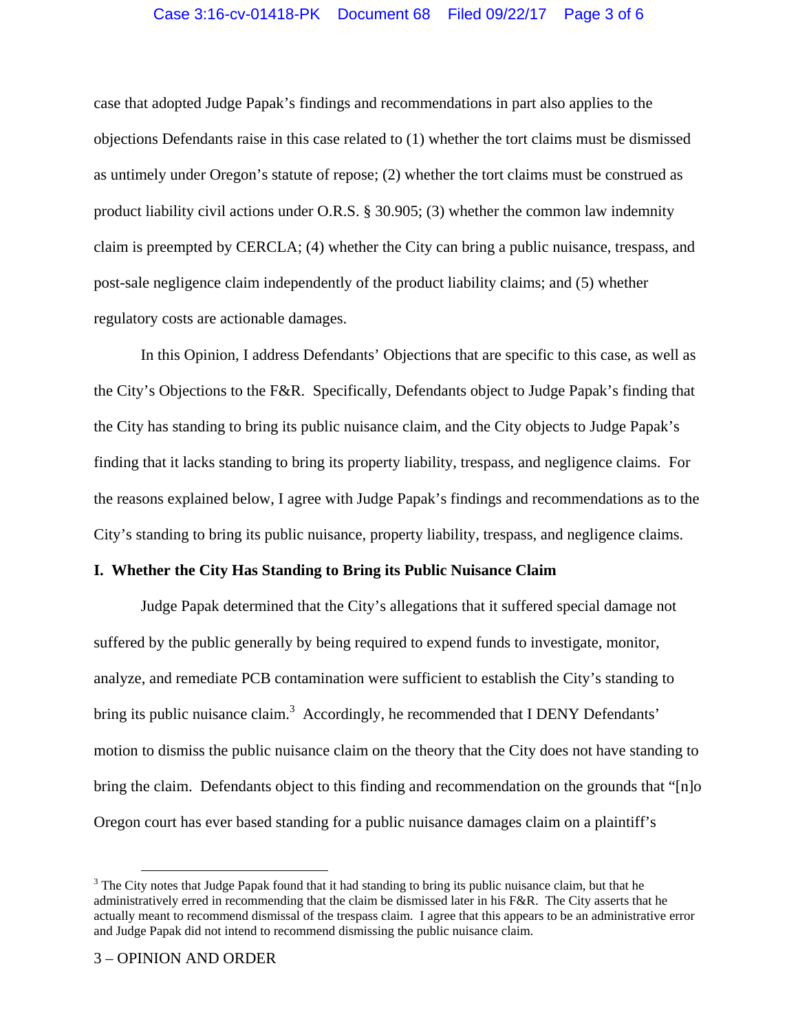case that adopted Judge Papak's findings and recommendations in part also applies to the objections Defendants raise in this case related to (1) whether the tort claims must be dismissed as untimely under Oregon's statute of repose; (2) whether the tort claims must be construed as product liability civil actions under O.R.S. § 30.905; (3) whether the common law indemnity claim is preempted by CERCLA; (4) whether the City can bring a public nuisance, trespass, and post-sale negligence claim independently of the product liability claims; and (5) whether regulatory costs are actionable damages.

In this Opinion, I address Defendants' Objections that are specific to this case, as well as the City's Objections to the F&R. Specifically, Defendants object to Judge Papak's finding that the City has standing to bring its public nuisance claim, and the City objects to Judge Papak's finding that it lacks standing to bring its property liability, trespass, and negligence claims. For the reasons explained below, I agree with Judge Papak's findings and recommendations as to the City's standing to bring its public nuisance, property liability, trespass, and negligence claims.

## I. Whether the City Has Standing to Bring its Public Nuisance Claim

Judge Papak determined that the City's allegations that it suffered special damage not suffered by the public generally by being required to expend funds to investigate, monitor, analyze, and remediate PCB contamination were sufficient to establish the City's standing to bring its public nuisance claim.[3] Accordingly, he recommended that I DENY Defendants' motion to dismiss the public nuisance claim on the theory that the City does not have standing to bring the claim. Defendants object to this finding and recommendation on the grounds that "[n]o Oregon court has ever based standing for a public nuisance damages claim on a plaintiff's

[3] The City notes that Judge Papak found that it had standing to bring its public nuisance claim, but that he administratively erred in recommending that the claim be dismissed later in his F&R. The City asserts that he actually meant to recommend dismissal of the trespass claim. I agree that this appears to be an administrative error and Judge Papak did not intend to recommend dismissing the public nuisance claim.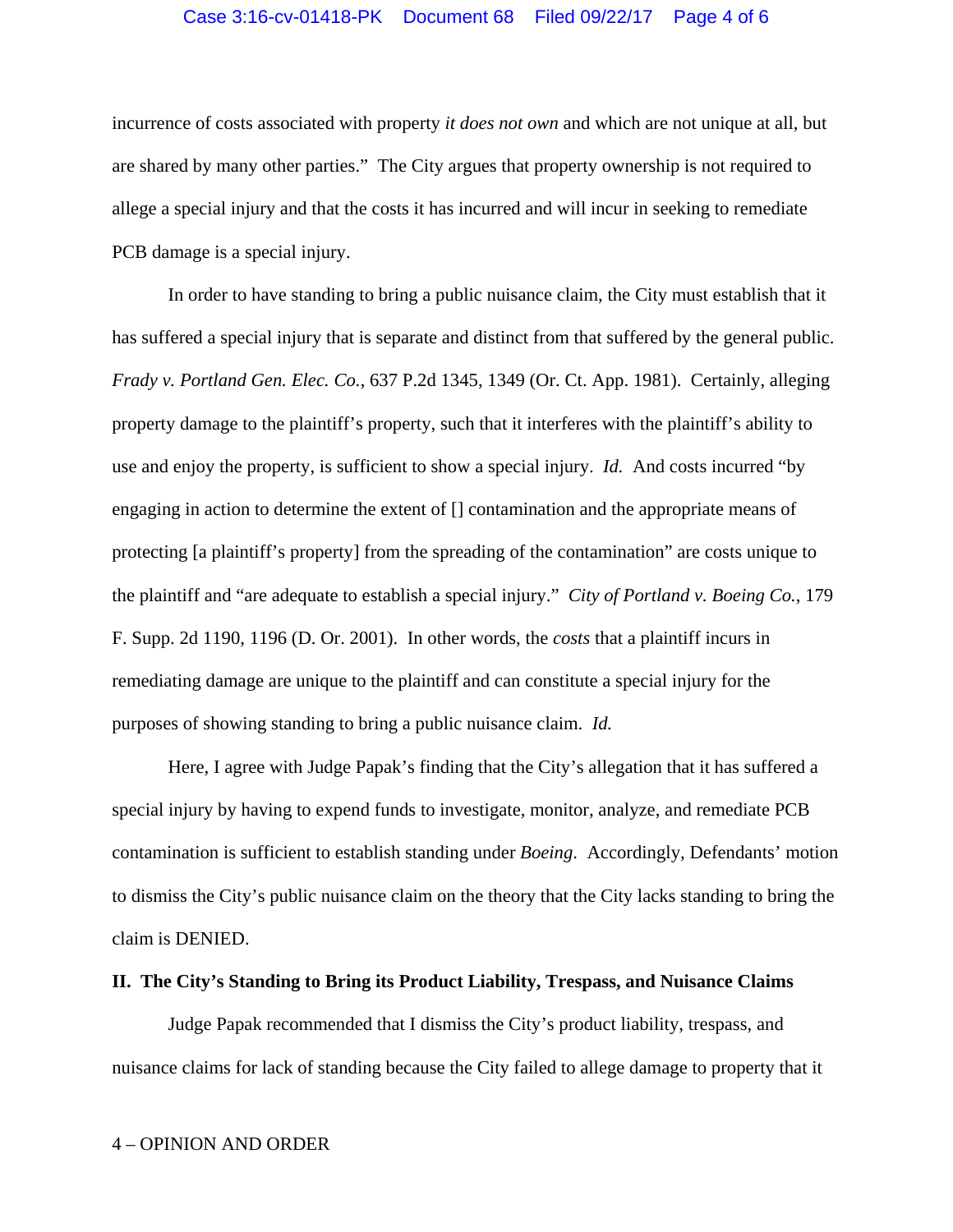incurrence of costs associated with property *it does not own* and which are not unique at all, but are shared by many other parties." The City argues that property ownership is not required to allege a special injury and that the costs it has incurred and will incur in seeking to remediate PCB damage is a special injury.

In order to have standing to bring a public nuisance claim, the City must establish that it has suffered a special injury that is separate and distinct from that suffered by the general public. *Frady v. Portland Gen. Elec. Co.*, 637 P.2d 1345, 1349 (Or. Ct. App. 1981). Certainly, alleging property damage to the plaintiff's property, such that it interferes with the plaintiff's ability to use and enjoy the property, is sufficient to show a special injury. *Id.* And costs incurred "by engaging in action to determine the extent of [] contamination and the appropriate means of protecting [a plaintiff's property] from the spreading of the contamination" are costs unique to the plaintiff and "are adequate to establish a special injury." *City of Portland v. Boeing Co.*, 179 F. Supp. 2d 1190, 1196 (D. Or. 2001). In other words, the *costs* that a plaintiff incurs in remediating damage are unique to the plaintiff and can constitute a special injury for the purposes of showing standing to bring a public nuisance claim. *Id.*

Here, I agree with Judge Papak's finding that the City's allegation that it has suffered a special injury by having to expend funds to investigate, monitor, analyze, and remediate PCB contamination is sufficient to establish standing under *Boeing*. Accordingly, Defendants' motion to dismiss the City's public nuisance claim on the theory that the City lacks standing to bring the claim is DENIED.

**II. The City's Standing to Bring its Product Liability, Trespass, and Nuisance Claims**

Judge Papak recommended that I dismiss the City's product liability, trespass, and nuisance claims for lack of standing because the City failed to allege damage to property that it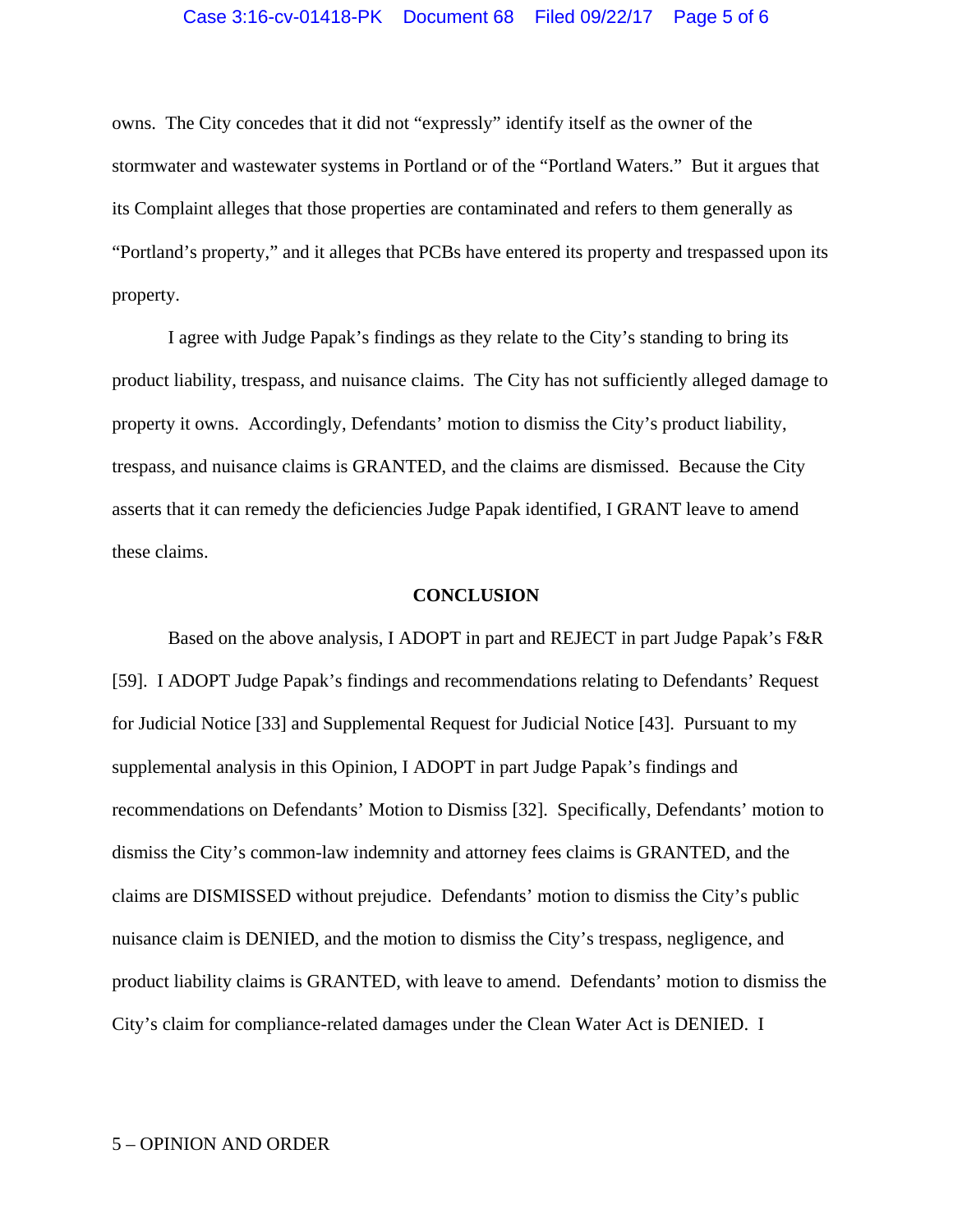owns. The City concedes that it did not "expressly" identify itself as the owner of the stormwater and wastewater systems in Portland or of the "Portland Waters." But it argues that its Complaint alleges that those properties are contaminated and refers to them generally as "Portland's property," and it alleges that PCBs have entered its property and trespassed upon its property.

I agree with Judge Papak's findings as they relate to the City's standing to bring its product liability, trespass, and nuisance claims. The City has not sufficiently alleged damage to property it owns. Accordingly, Defendants' motion to dismiss the City's product liability, trespass, and nuisance claims is GRANTED, and the claims are dismissed. Because the City asserts that it can remedy the deficiencies Judge Papak identified, I GRANT leave to amend these claims.

## CONCLUSION

Based on the above analysis, I ADOPT in part and REJECT in part Judge Papak's F&R [59]. I ADOPT Judge Papak's findings and recommendations relating to Defendants' Request for Judicial Notice [33] and Supplemental Request for Judicial Notice [43]. Pursuant to my supplemental analysis in this Opinion, I ADOPT in part Judge Papak's findings and recommendations on Defendants' Motion to Dismiss [32]. Specifically, Defendants' motion to dismiss the City's common-law indemnity and attorney fees claims is GRANTED, and the claims are DISMISSED without prejudice. Defendants' motion to dismiss the City's public nuisance claim is DENIED, and the motion to dismiss the City's trespass, negligence, and product liability claims is GRANTED, with leave to amend. Defendants' motion to dismiss the City's claim for compliance-related damages under the Clean Water Act is DENIED. I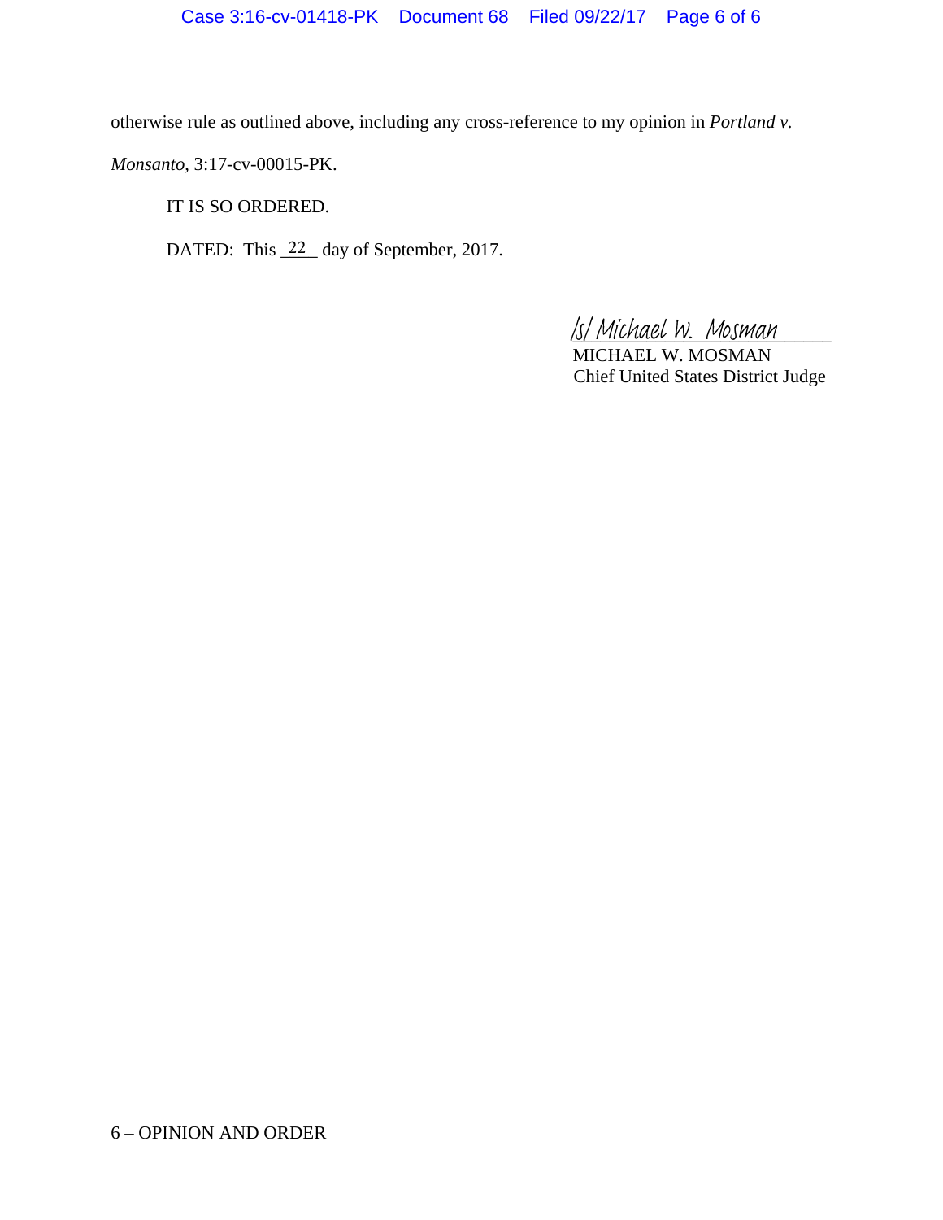otherwise rule as outlined above, including any cross-reference to my opinion in *Portland v. Monsanto*, 3:17-cv-00015-PK.

IT IS SO ORDERED.

DATED: This 22 day of September, 2017.

/s/ Michael W. Mosman
MICHAEL W. MOSMAN
Chief United States District Judge